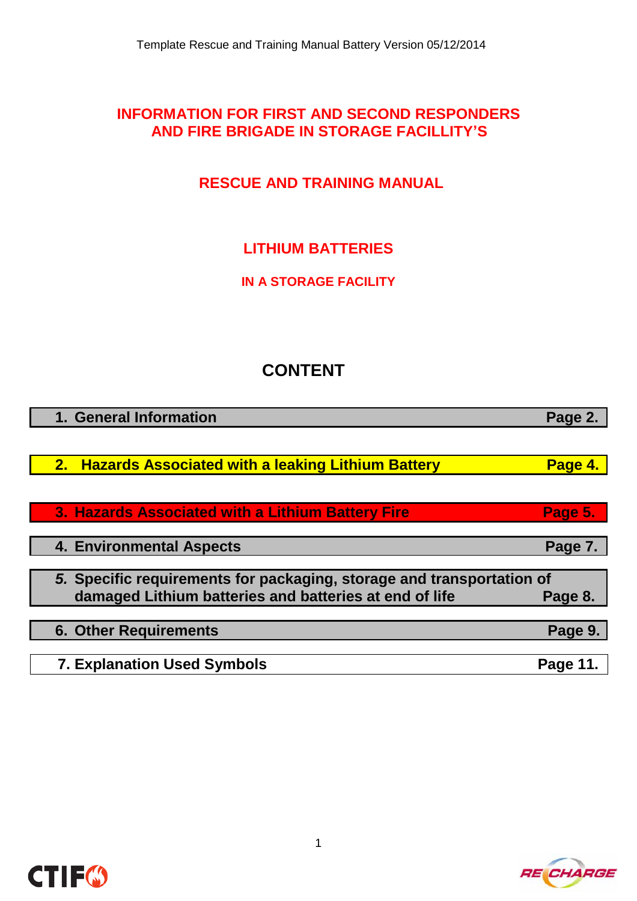Template Rescue and Training Manual Battery Version 05/12/2014

# INFORMATION FOR FIRST AND SECOND RESPONDERS AND FIRE BRIGADE IN STORAGE FACILLITY'S

# RESCUE AND TRAINING MANUAL

# LITHIUM BATTERIES

## IN A STORAGE FACILITY

## CONTENT

| | |
|---|---|
| **1. General Information** | **Page 2.** |
| **2. Hazards Associated with a leaking Lithium Battery** | **Page 4.** |
| **3. Hazards Associated with a Lithium Battery Fire** | **Page 5.** |
| **4. Environmental Aspects** | **Page 7.** |
| ***5.* Specific requirements for packaging, storage and transportation of damaged Lithium batteries and batteries at end of life** | **Page 8.** |
| **6. Other Requirements** | **Page 9.** |
| **7. Explanation Used Symbols** | **Page 11.** |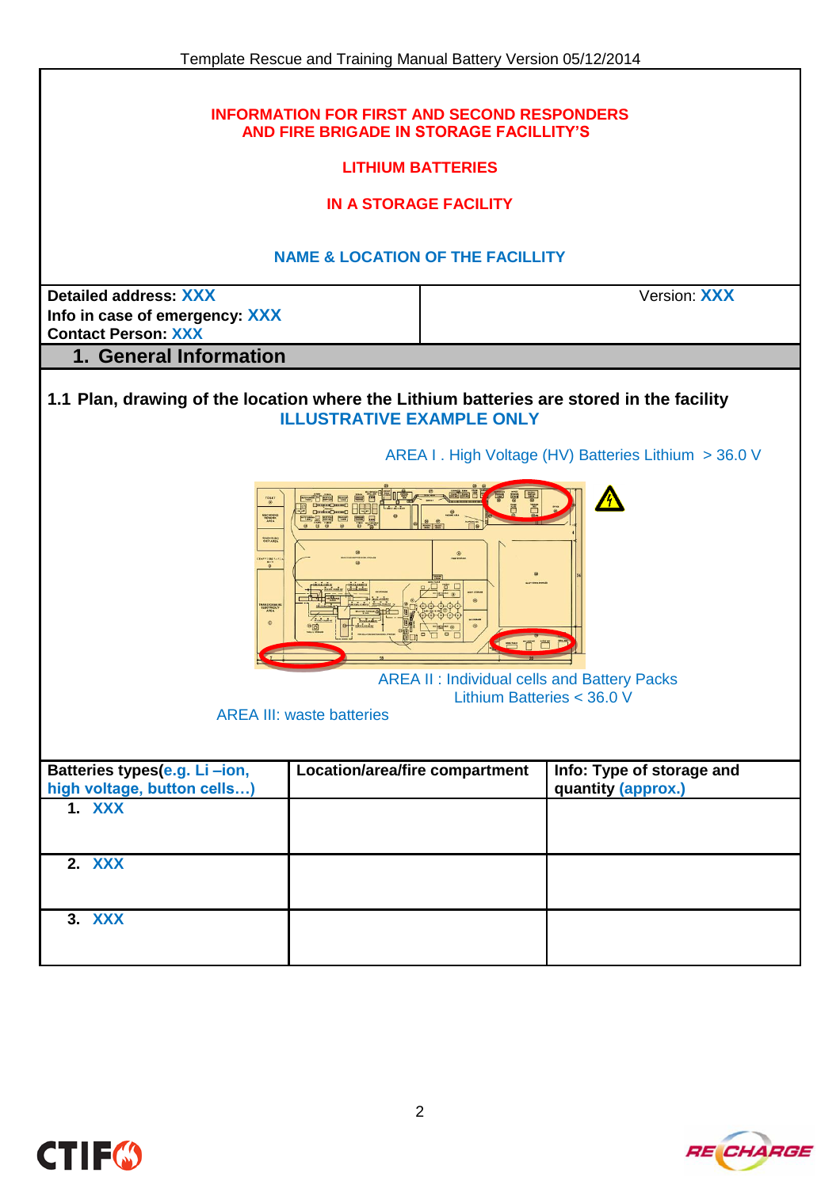**INFORMATION FOR FIRST AND SECOND RESPONDERS AND FIRE BRIGADE IN STORAGE FACILLITY'S**

**LITHIUM BATTERIES**

**IN A STORAGE FACILITY**

**NAME & LOCATION OF THE FACILLITY**

| Detailed address: XXX<br>Info in case of emergency: XXX<br>Contact Person: XXX | Version: XXX |
|---|---|

## 1. General Information

### 1.1 Plan, drawing of the location where the Lithium batteries are stored in the facility

**ILLUSTRATIVE EXAMPLE ONLY**

AREA I . High Voltage (HV) Batteries Lithium > 36.0 V

AREA II : Individual cells and Battery Packs Lithium Batteries < 36.0 V

AREA III: waste batteries

| Batteries types(e.g. Li –ion, high voltage, button cells…) | Location/area/fire compartment | Info: Type of storage and quantity (approx.) |
|---|---|---|
| 1. XXX | | |
| 2. XXX | | |
| 3. XXX | | |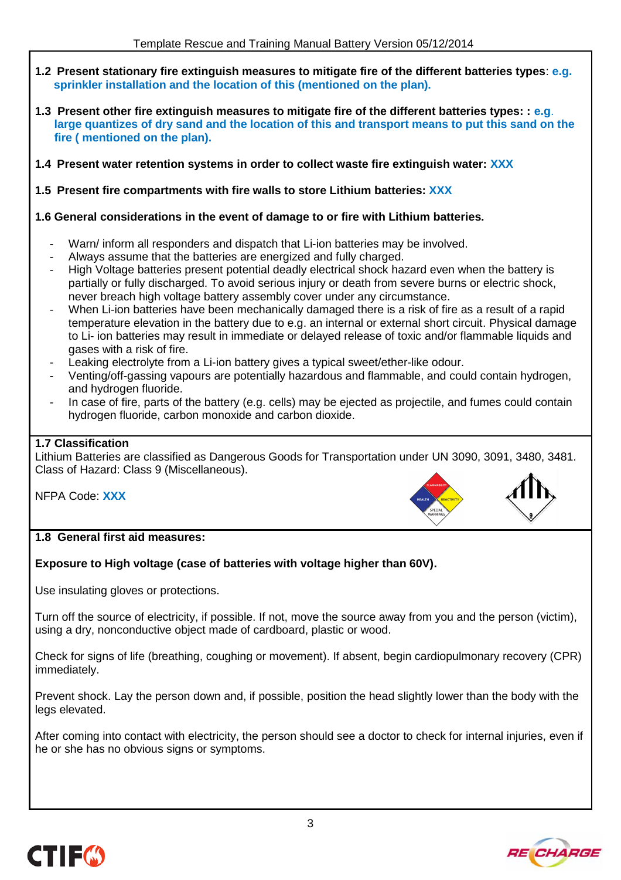**1.2 Present stationary fire extinguish measures to mitigate fire of the different batteries types**: **e.g. sprinkler installation and the location of this (mentioned on the plan).**

**1.3 Present other fire extinguish measures to mitigate fire of the different batteries types: : e.g. large quantizes of dry sand and the location of this and transport means to put this sand on the fire ( mentioned on the plan).**

**1.4 Present water retention systems in order to collect waste fire extinguish water: XXX**

**1.5 Present fire compartments with fire walls to store Lithium batteries: XXX**

**1.6 General considerations in the event of damage to or fire with Lithium batteries.**

- Warn/ inform all responders and dispatch that Li-ion batteries may be involved.
- Always assume that the batteries are energized and fully charged.
- High Voltage batteries present potential deadly electrical shock hazard even when the battery is partially or fully discharged. To avoid serious injury or death from severe burns or electric shock, never breach high voltage battery assembly cover under any circumstance.
- When Li-ion batteries have been mechanically damaged there is a risk of fire as a result of a rapid temperature elevation in the battery due to e.g. an internal or external short circuit. Physical damage to Li- ion batteries may result in immediate or delayed release of toxic and/or flammable liquids and gases with a risk of fire.
- Leaking electrolyte from a Li-ion battery gives a typical sweet/ether-like odour.
- Venting/off-gassing vapours are potentially hazardous and flammable, and could contain hydrogen, and hydrogen fluoride.
- In case of fire, parts of the battery (e.g. cells) may be ejected as projectile, and fumes could contain hydrogen fluoride, carbon monoxide and carbon dioxide.

**1.7 Classification**

Lithium Batteries are classified as Dangerous Goods for Transportation under UN 3090, 3091, 3480, 3481. Class of Hazard: Class 9 (Miscellaneous).

NFPA Code: **XXX**

**1.8 General first aid measures:**

**Exposure to High voltage (case of batteries with voltage higher than 60V).**

Use insulating gloves or protections.

Turn off the source of electricity, if possible. If not, move the source away from you and the person (victim), using a dry, nonconductive object made of cardboard, plastic or wood.

Check for signs of life (breathing, coughing or movement). If absent, begin cardiopulmonary recovery (CPR) immediately.

Prevent shock. Lay the person down and, if possible, position the head slightly lower than the body with the legs elevated.

After coming into contact with electricity, the person should see a doctor to check for internal injuries, even if he or she has no obvious signs or symptoms.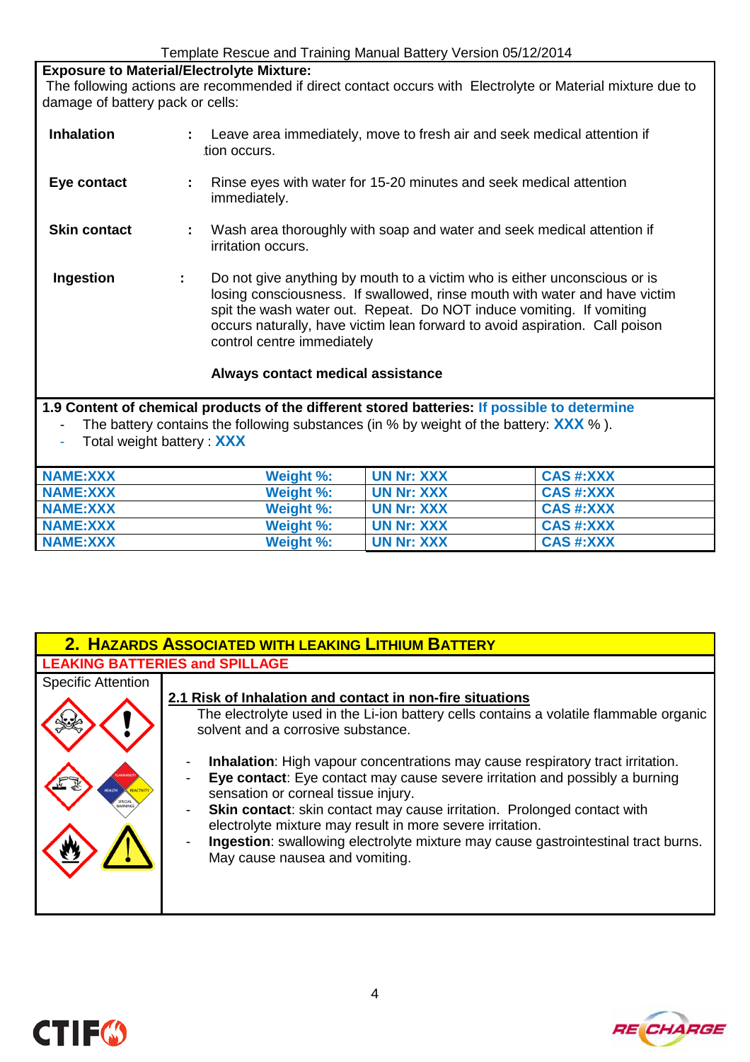**Exposure to Material/Electrolyte Mixture:**
The following actions are recommended if direct contact occurs with Electrolyte or Material mixture due to damage of battery pack or cells:

| | | |
|---|---|---|
| **Inhalation** | : | Leave area immediately, move to fresh air and seek medical attention if tion occurs. |
| **Eye contact** | : | Rinse eyes with water for 15-20 minutes and seek medical attention immediately. |
| **Skin contact** | : | Wash area thoroughly with soap and water and seek medical attention if irritation occurs. |
| **Ingestion** | : | Do not give anything by mouth to a victim who is either unconscious or is losing consciousness. If swallowed, rinse mouth with water and have victim spit the wash water out. Repeat. Do NOT induce vomiting. If vomiting occurs naturally, have victim lean forward to avoid aspiration. Call poison control centre immediately |

**Always contact medical assistance**

**1.9 Content of chemical products of the different stored batteries: If possible to determine**

- The battery contains the following substances (in % by weight of the battery: **XXX** % ).
- Total weight battery : **XXX**

| NAME:XXX | Weight %: | UN Nr: XXX | CAS #:XXX |
|---|---|---|---|
| NAME:XXX | Weight %: | UN Nr: XXX | CAS #:XXX |
| NAME:XXX | Weight %: | UN Nr: XXX | CAS #:XXX |
| NAME:XXX | Weight %: | UN Nr: XXX | CAS #:XXX |
| NAME:XXX | Weight %: | UN Nr: XXX | CAS #:XXX |

## 2. Hazards Associated with Leaking Lithium Battery

**LEAKING BATTERIES and SPILLAGE**

Specific Attention

### 2.1 Risk of Inhalation and contact in non-fire situations

The electrolyte used in the Li-ion battery cells contains a volatile flammable organic solvent and a corrosive substance.

- **Inhalation**: High vapour concentrations may cause respiratory tract irritation.
- **Eye contact**: Eye contact may cause severe irritation and possibly a burning sensation or corneal tissue injury.
- **Skin contact**: skin contact may cause irritation. Prolonged contact with electrolyte mixture may result in more severe irritation.
- **Ingestion**: swallowing electrolyte mixture may cause gastrointestinal tract burns. May cause nausea and vomiting.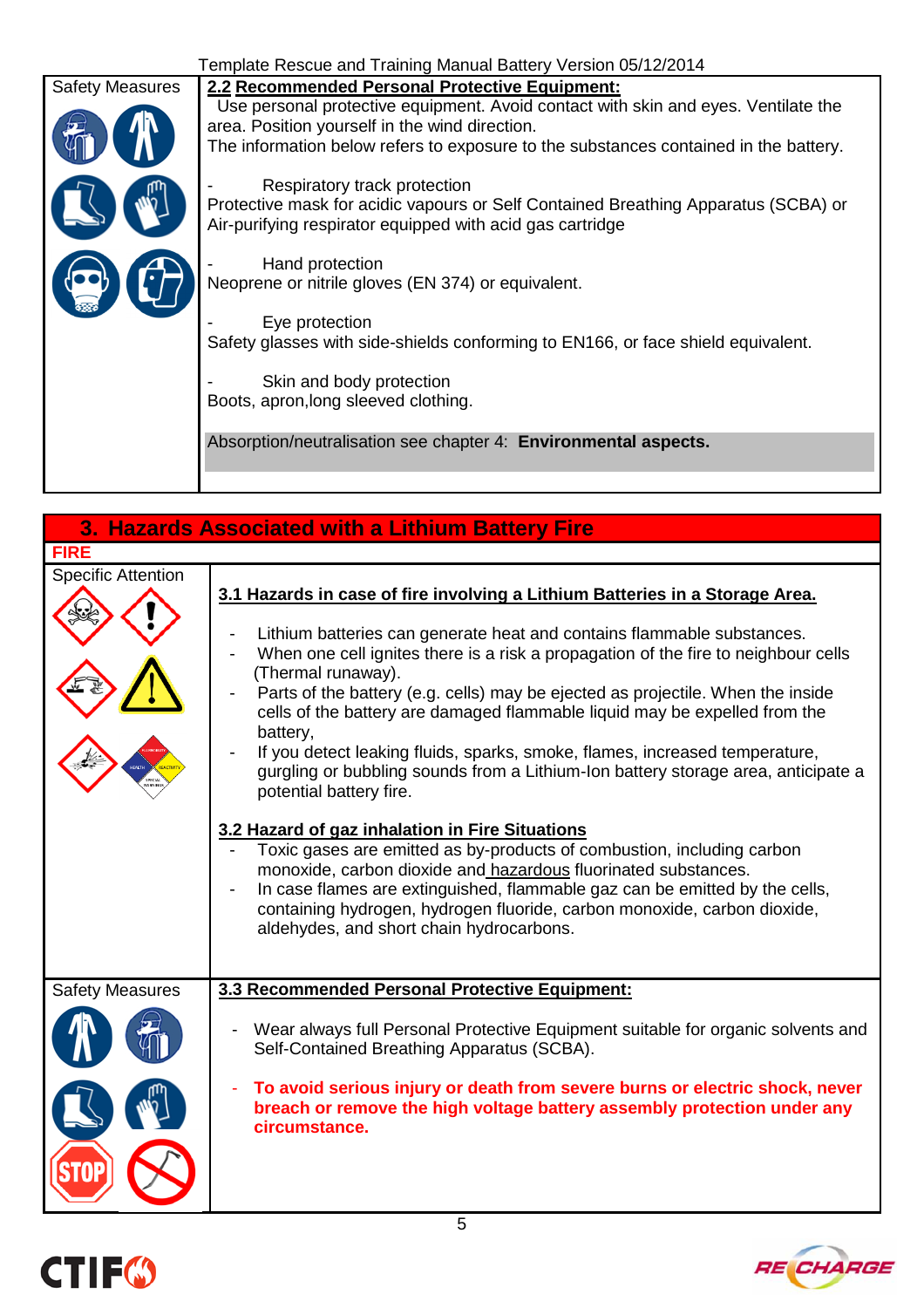| Safety Measures | **2.2 Recommended Personal Protective Equipment:** Use personal protective equipment. Avoid contact with skin and eyes. Ventilate the area. Position yourself in the wind direction. The information below refers to exposure to the substances contained in the battery.<br><br>- Respiratory track protection<br>Protective mask for acidic vapours or Self Contained Breathing Apparatus (SCBA) or Air-purifying respirator equipped with acid gas cartridge<br><br>- Hand protection<br>Neoprene or nitrile gloves (EN 374) or equivalent.<br><br>- Eye protection<br>Safety glasses with side-shields conforming to EN166, or face shield equivalent.<br><br>- Skin and body protection<br>Boots, apron,long sleeved clothing.<br><br>Absorption/neutralisation see chapter 4: **Environmental aspects.** |
|---|---|

## 3. Hazards Associated with a Lithium Battery Fire

**FIRE**

| Specific Attention | **3.1 Hazards in case of fire involving a Lithium Batteries in a Storage Area.**<br><br>- Lithium batteries can generate heat and contains flammable substances.<br>- When one cell ignites there is a risk a propagation of the fire to neighbour cells (Thermal runaway).<br>- Parts of the battery (e.g. cells) may be ejected as projectile. When the inside cells of the battery are damaged flammable liquid may be expelled from the battery,<br>- If you detect leaking fluids, sparks, smoke, flames, increased temperature, gurgling or bubbling sounds from a Lithium-Ion battery storage area, anticipate a potential battery fire.<br><br>**3.2 Hazard of gaz inhalation in Fire Situations**<br>- Toxic gases are emitted as by-products of combustion, including carbon monoxide, carbon dioxide and hazardous fluorinated substances.<br>- In case flames are extinguished, flammable gaz can be emitted by the cells, containing hydrogen, hydrogen fluoride, carbon monoxide, carbon dioxide, aldehydes, and short chain hydrocarbons. |
|---|---|
| Safety Measures | **3.3 Recommended Personal Protective Equipment:**<br><br>- Wear always full Personal Protective Equipment suitable for organic solvents and Self-Contained Breathing Apparatus (SCBA).<br><br>- **To avoid serious injury or death from severe burns or electric shock, never breach or remove the high voltage battery assembly protection under any circumstance.** |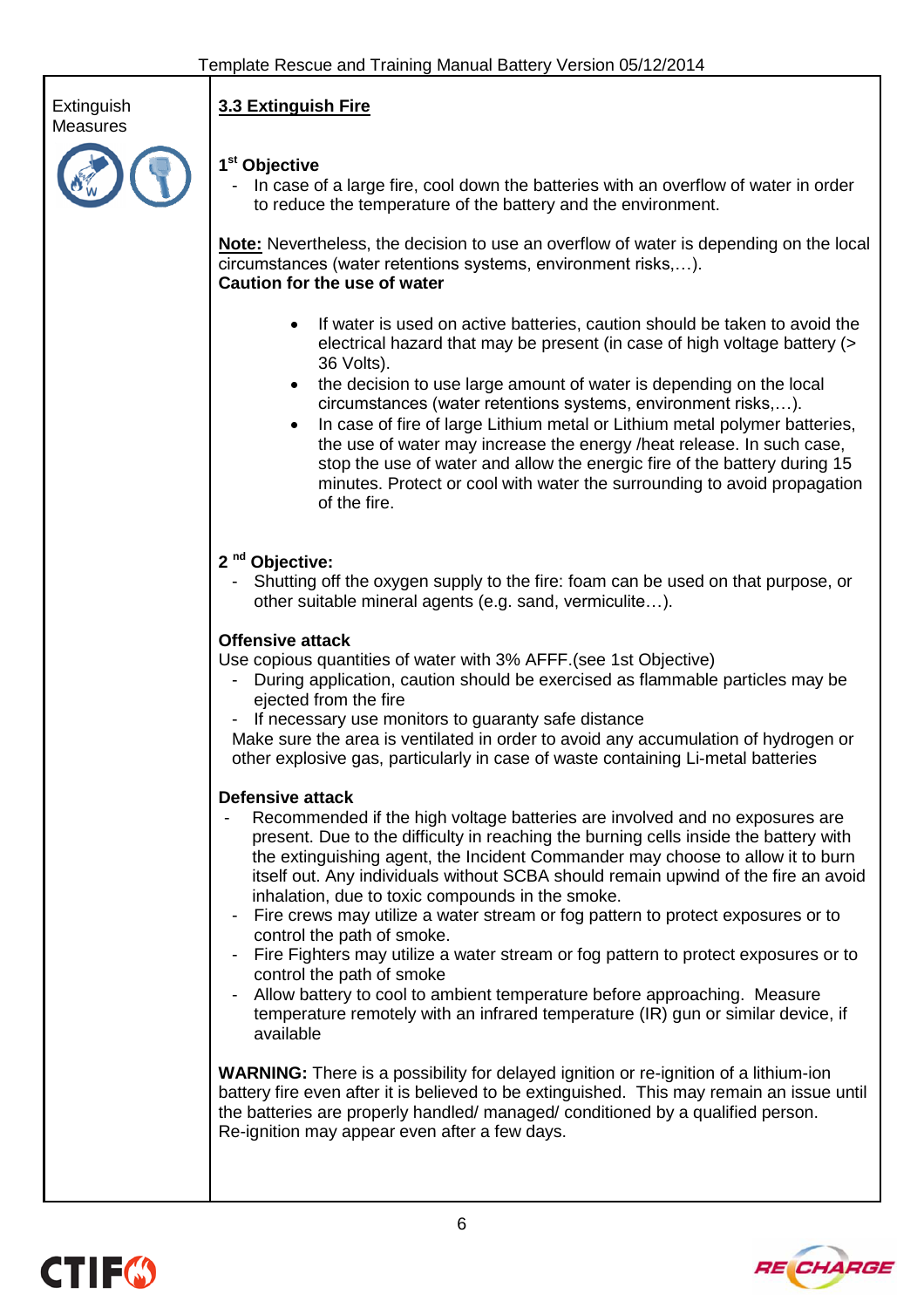Extinguish Measures

### 3.3 Extinguish Fire

**1st Objective**

- In case of a large fire, cool down the batteries with an overflow of water in order to reduce the temperature of the battery and the environment.

**Note:** Nevertheless, the decision to use an overflow of water is depending on the local circumstances (water retentions systems, environment risks,…).

**Caution for the use of water**

- If water is used on active batteries, caution should be taken to avoid the electrical hazard that may be present (in case of high voltage battery (> 36 Volts).
- the decision to use large amount of water is depending on the local circumstances (water retentions systems, environment risks,…).
- In case of fire of large Lithium metal or Lithium metal polymer batteries, the use of water may increase the energy /heat release. In such case, stop the use of water and allow the energic fire of the battery during 15 minutes. Protect or cool with water the surrounding to avoid propagation of the fire.

**2 nd Objective:**

- Shutting off the oxygen supply to the fire: foam can be used on that purpose, or other suitable mineral agents (e.g. sand, vermiculite…).

**Offensive attack**

Use copious quantities of water with 3% AFFF.(see 1st Objective)

- During application, caution should be exercised as flammable particles may be ejected from the fire
- If necessary use monitors to guaranty safe distance

Make sure the area is ventilated in order to avoid any accumulation of hydrogen or other explosive gas, particularly in case of waste containing Li-metal batteries

**Defensive attack**

- Recommended if the high voltage batteries are involved and no exposures are present. Due to the difficulty in reaching the burning cells inside the battery with the extinguishing agent, the Incident Commander may choose to allow it to burn itself out. Any individuals without SCBA should remain upwind of the fire an avoid inhalation, due to toxic compounds in the smoke.
- Fire crews may utilize a water stream or fog pattern to protect exposures or to control the path of smoke.
- Fire Fighters may utilize a water stream or fog pattern to protect exposures or to control the path of smoke
- Allow battery to cool to ambient temperature before approaching. Measure temperature remotely with an infrared temperature (IR) gun or similar device, if available

**WARNING:** There is a possibility for delayed ignition or re-ignition of a lithium-ion battery fire even after it is believed to be extinguished. This may remain an issue until the batteries are properly handled/ managed/ conditioned by a qualified person. Re-ignition may appear even after a few days.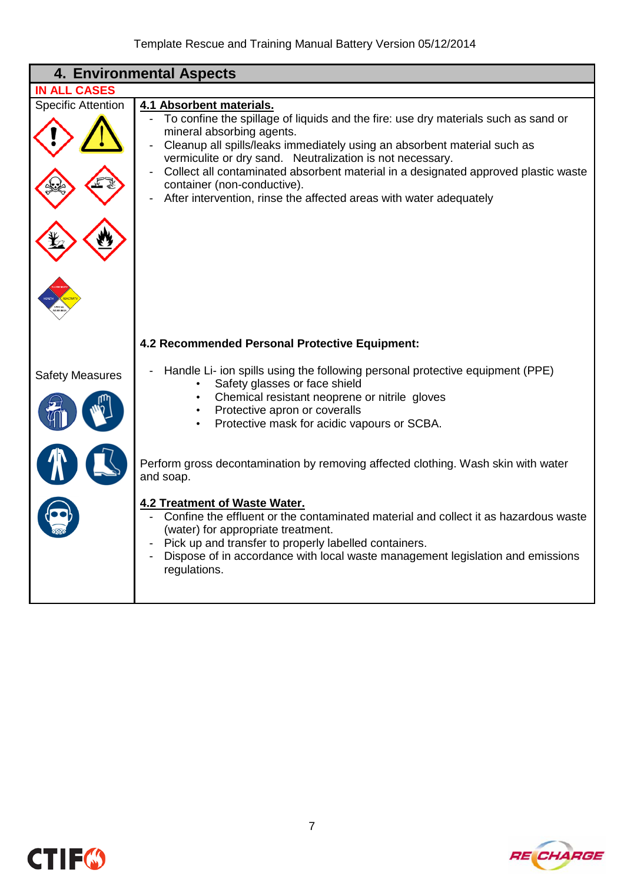## 4. Environmental Aspects

**IN ALL CASES**

Specific Attention

### 4.1 Absorbent materials.

- To confine the spillage of liquids and the fire: use dry materials such as sand or mineral absorbing agents.
- Cleanup all spills/leaks immediately using an absorbent material such as vermiculite or dry sand.   Neutralization is not necessary.
- Collect all contaminated absorbent material in a designated approved plastic waste container (non-conductive).
- After intervention, rinse the affected areas with water adequately

### 4.2 Recommended Personal Protective Equipment:

Safety Measures

- Handle Li- ion spills using the following personal protective equipment (PPE)
  - Safety glasses or face shield
  - Chemical resistant neoprene or nitrile  gloves
  - Protective apron or coveralls
  - Protective mask for acidic vapours or SCBA.

Perform gross decontamination by removing affected clothing. Wash skin with water and soap.

### 4.2 Treatment of Waste Water.

- Confine the effluent or the contaminated material and collect it as hazardous waste (water) for appropriate treatment.
- Pick up and transfer to properly labelled containers.
- Dispose of in accordance with local waste management legislation and emissions regulations.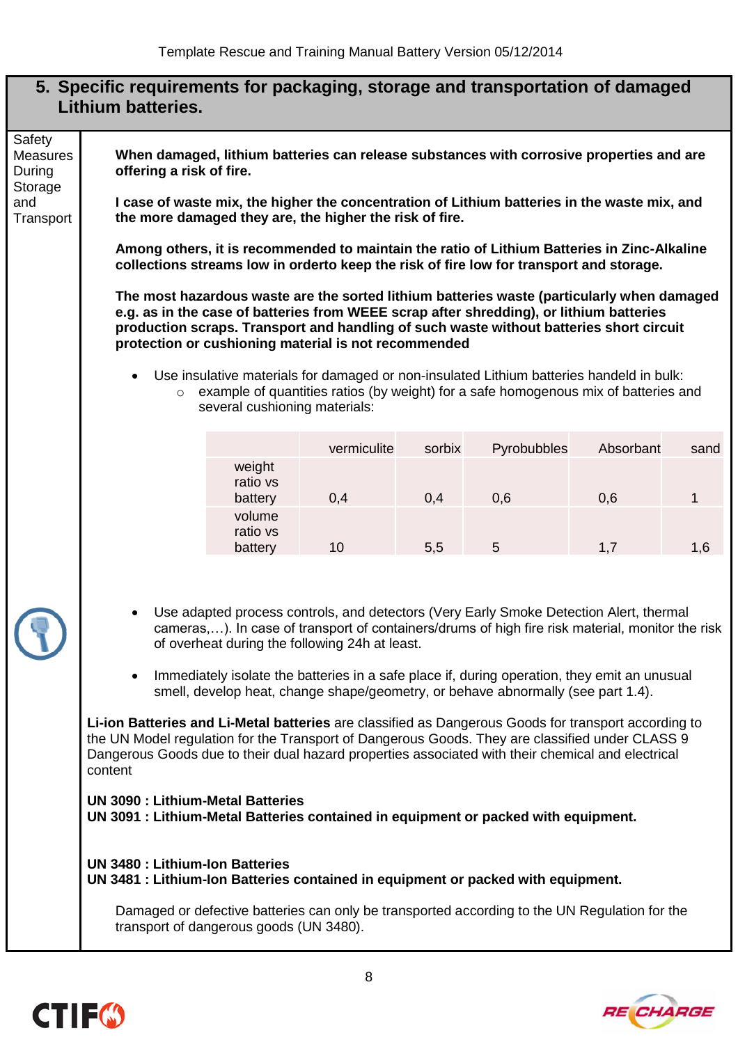## 5. Specific requirements for packaging, storage and transportation of damaged Lithium batteries.

Safety Measures During Storage and Transport

**When damaged, lithium batteries can release substances with corrosive properties and are offering a risk of fire.**

**I case of waste mix, the higher the concentration of Lithium batteries in the waste mix, and the more damaged they are, the higher the risk of fire.**

**Among others, it is recommended to maintain the ratio of Lithium Batteries in Zinc-Alkaline collections streams low in orderto keep the risk of fire low for transport and storage.**

**The most hazardous waste are the sorted lithium batteries waste (particularly when damaged e.g. as in the case of batteries from WEEE scrap after shredding), or lithium batteries production scraps. Transport and handling of such waste without batteries short circuit protection or cushioning material is not recommended**

- Use insulative materials for damaged or non-insulated Lithium batteries handeld in bulk:
    - example of quantities ratios (by weight) for a safe homogenous mix of batteries and several cushioning materials:

| | vermiculite | sorbix | Pyrobubbles | Absorbant | sand |
|---|---|---|---|---|---|
| weight ratio vs battery | 0,4 | 0,4 | 0,6 | 0,6 | 1 |
| volume ratio vs battery | 10 | 5,5 | 5 | 1,7 | 1,6 |

- Use adapted process controls, and detectors (Very Early Smoke Detection Alert, thermal cameras,…). In case of transport of containers/drums of high fire risk material, monitor the risk of overheat during the following 24h at least.

- Immediately isolate the batteries in a safe place if, during operation, they emit an unusual smell, develop heat, change shape/geometry, or behave abnormally (see part 1.4).

**Li-ion Batteries and Li-Metal batteries** are classified as Dangerous Goods for transport according to the UN Model regulation for the Transport of Dangerous Goods. They are classified under CLASS 9 Dangerous Goods due to their dual hazard properties associated with their chemical and electrical content

**UN 3090 : Lithium-Metal Batteries**
**UN 3091 : Lithium-Metal Batteries contained in equipment or packed with equipment.**

**UN 3480 : Lithium-Ion Batteries**
**UN 3481 : Lithium-Ion Batteries contained in equipment or packed with equipment.**

Damaged or defective batteries can only be transported according to the UN Regulation for the transport of dangerous goods (UN 3480).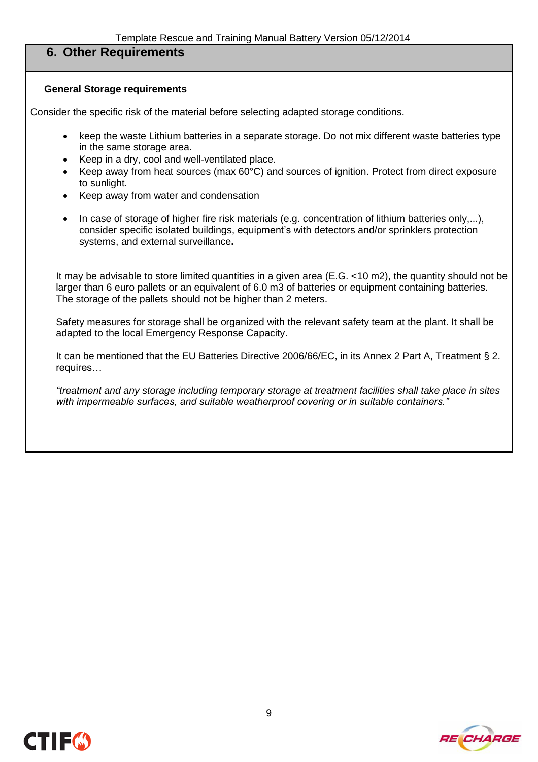## 6. Other Requirements

**General Storage requirements**

Consider the specific risk of the material before selecting adapted storage conditions.

- keep the waste Lithium batteries in a separate storage. Do not mix different waste batteries type in the same storage area.
- Keep in a dry, cool and well-ventilated place.
- Keep away from heat sources (max 60°C) and sources of ignition. Protect from direct exposure to sunlight.
- Keep away from water and condensation

- In case of storage of higher fire risk materials (e.g. concentration of lithium batteries only,...), consider specific isolated buildings, equipment's with detectors and/or sprinklers protection systems, and external surveillance**.**

It may be advisable to store limited quantities in a given area (E.G. <10 m2), the quantity should not be larger than 6 euro pallets or an equivalent of 6.0 m3 of batteries or equipment containing batteries. The storage of the pallets should not be higher than 2 meters.

Safety measures for storage shall be organized with the relevant safety team at the plant. It shall be adapted to the local Emergency Response Capacity.

It can be mentioned that the EU Batteries Directive 2006/66/EC, in its Annex 2 Part A, Treatment § 2. requires…

*"treatment and any storage including temporary storage at treatment facilities shall take place in sites with impermeable surfaces, and suitable weatherproof covering or in suitable containers."*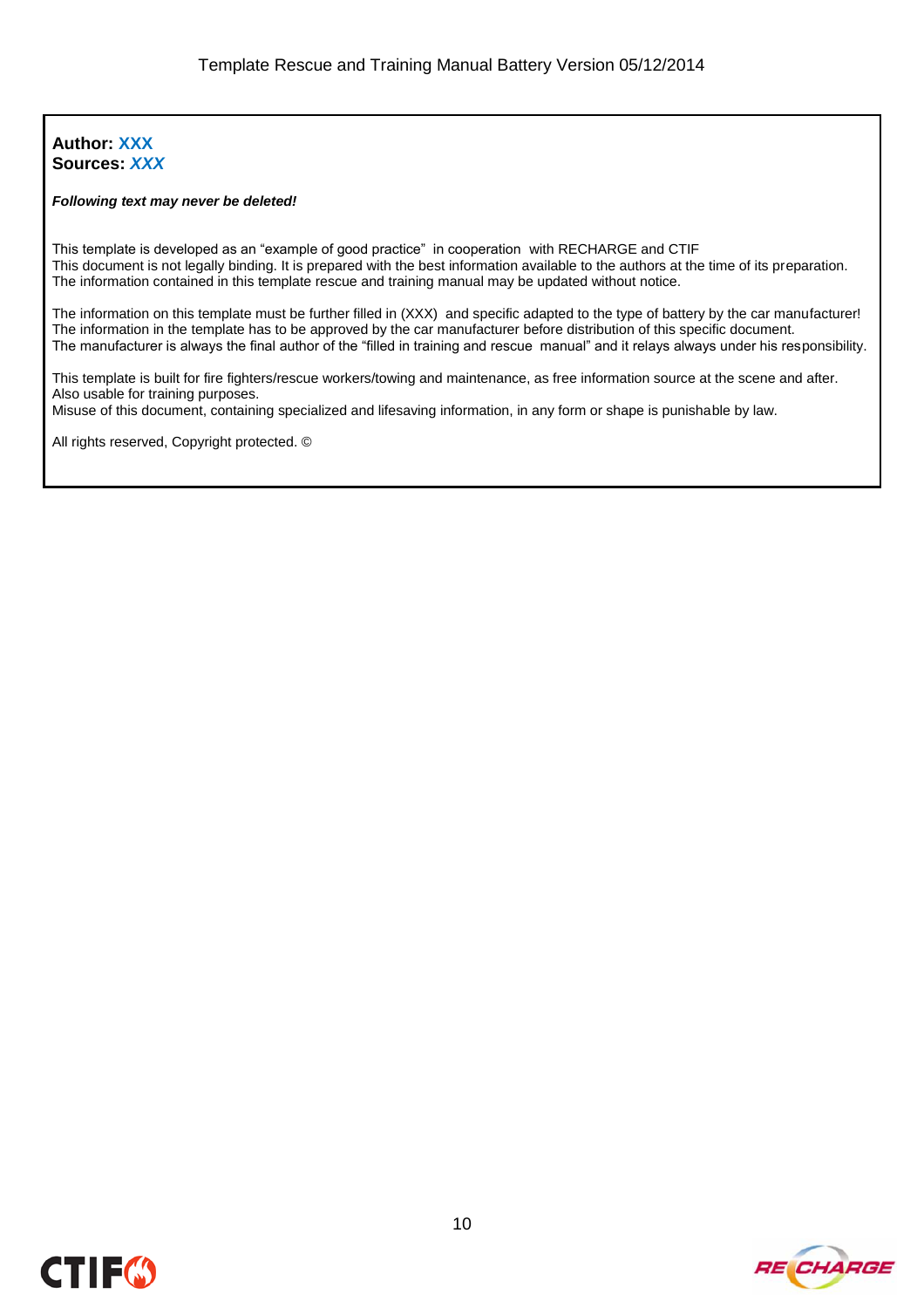**Author: XXX**
**Sources: *XXX***

***Following text may never be deleted!***

This template is developed as an "example of good practice" in cooperation with RECHARGE and CTIF
This document is not legally binding. It is prepared with the best information available to the authors at the time of its preparation.
The information contained in this template rescue and training manual may be updated without notice.

The information on this template must be further filled in (XXX) and specific adapted to the type of battery by the car manufacturer!
The information in the template has to be approved by the car manufacturer before distribution of this specific document.
The manufacturer is always the final author of the "filled in training and rescue manual" and it relays always under his responsibility.

This template is built for fire fighters/rescue workers/towing and maintenance, as free information source at the scene and after.
Also usable for training purposes.
Misuse of this document, containing specialized and lifesaving information, in any form or shape is punishable by law.

All rights reserved, Copyright protected. ©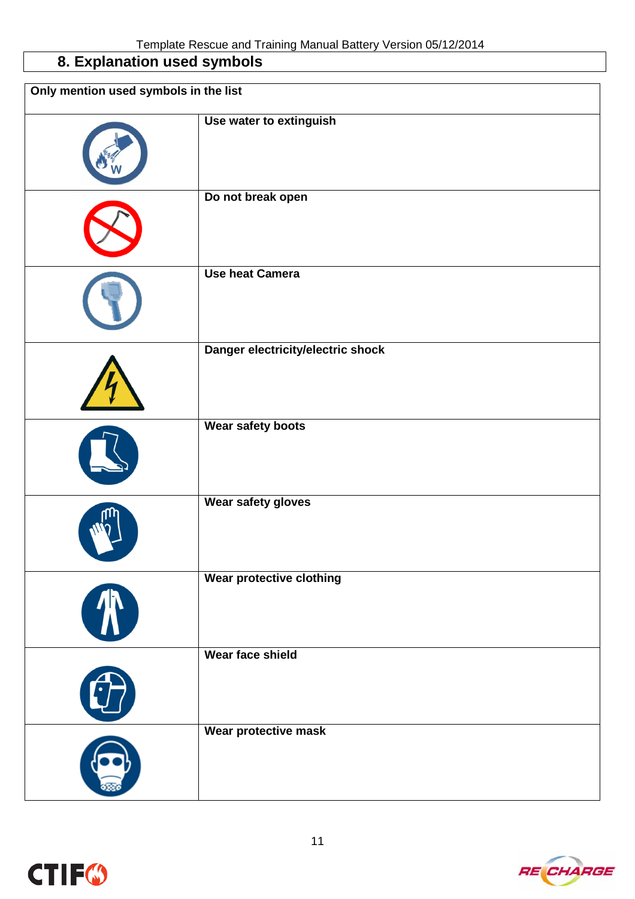## 8. Explanation used symbols

| Only mention used symbols in the list | |
|---|---|
| | **Use water to extinguish** |
| | **Do not break open** |
| | **Use heat Camera** |
| | **Danger electricity/electric shock** |
| | **Wear safety boots** |
| | **Wear safety gloves** |
| | **Wear protective clothing** |
| | **Wear face shield** |
| | **Wear protective mask** |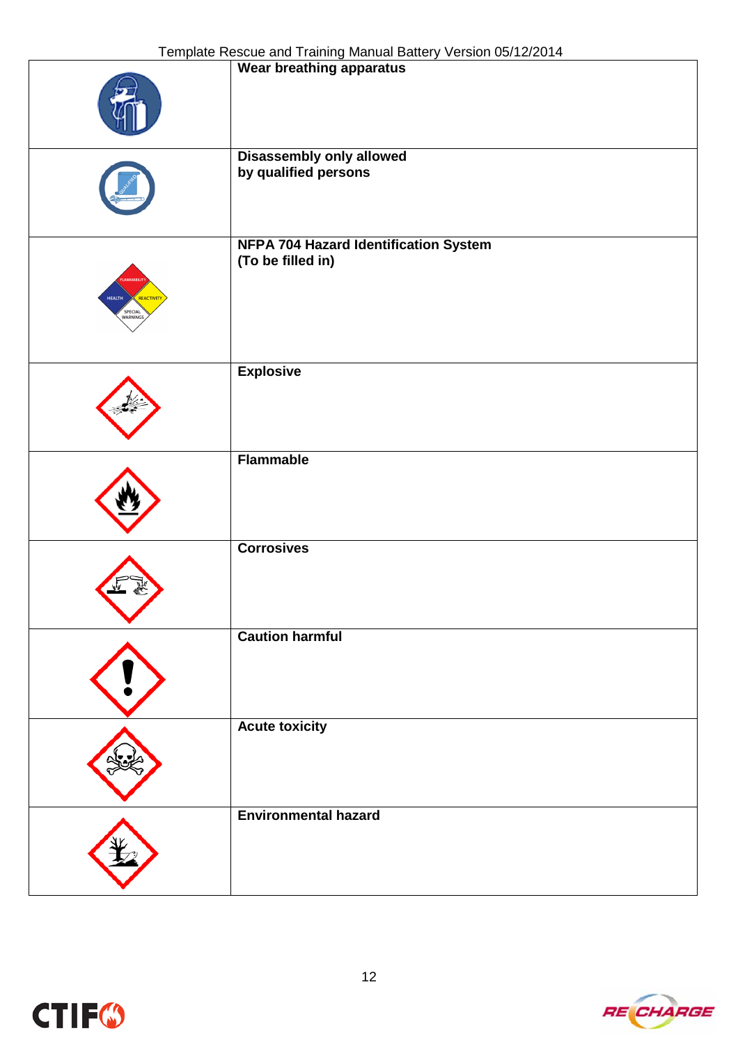| | |
|---|---|
| | **Wear breathing apparatus** |
| | **Disassembly only allowed by qualified persons** |
| | **NFPA 704 Hazard Identification System (To be filled in)** |
| | **Explosive** |
| | **Flammable** |
| | **Corrosives** |
| | **Caution harmful** |
| | **Acute toxicity** |
| | **Environmental hazard** |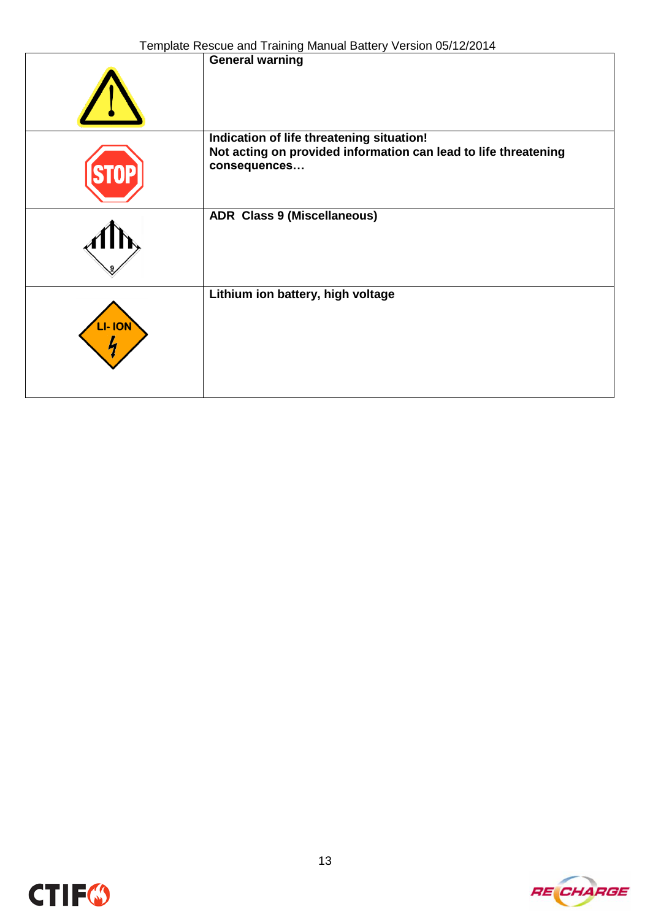| | |
|---|---|
| | **General warning** |
| STOP | **Indication of life threatening situation!**<br>**Not acting on provided information can lead to life threatening consequences…** |
| 9 | **ADR  Class 9 (Miscellaneous)** |
| LI- ION | **Lithium ion battery, high voltage** |